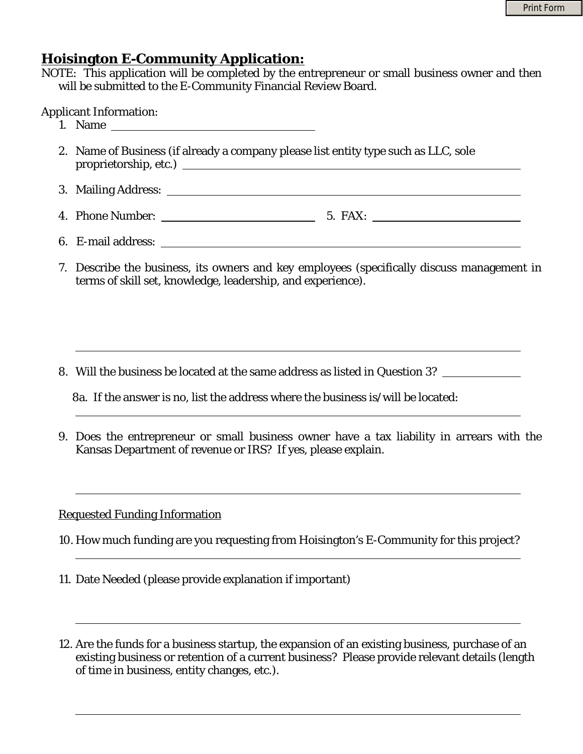## Hoisington E-Community Application:

NOTE: This application will be completed by the entrepreneur or small business owner and then will be submitted to the E-Community Financial Review Board.

Applicant Information:

1. Name ______________________________

2. Name of Business (if already a company please list entity type such as LLC, sole proprietorship, etc.) ______________________________

3. Mailing Address: ______________________________

4. Phone Number: ______________________________ 5. FAX: ______________________________

6. E-mail address: ______________________________

7. Describe the business, its owners and key employees (specifically discuss management in terms of skill set, knowledge, leadership, and experience).

______________________________

8. Will the business be located at the same address as listed in Question 3? __________

   8a. If the answer is no, list the address where the business is/will be located:

   ______________________________

9. Does the entrepreneur or small business owner have a tax liability in arrears with the Kansas Department of revenue or IRS? If yes, please explain.

______________________________

Requested Funding Information

10. How much funding are you requesting from Hoisington's E-Community for this project?

______________________________

11. Date Needed (please provide explanation if important)

______________________________

12. Are the funds for a business startup, the expansion of an existing business, purchase of an existing business or retention of a current business? Please provide relevant details (length of time in business, entity changes, etc.).

______________________________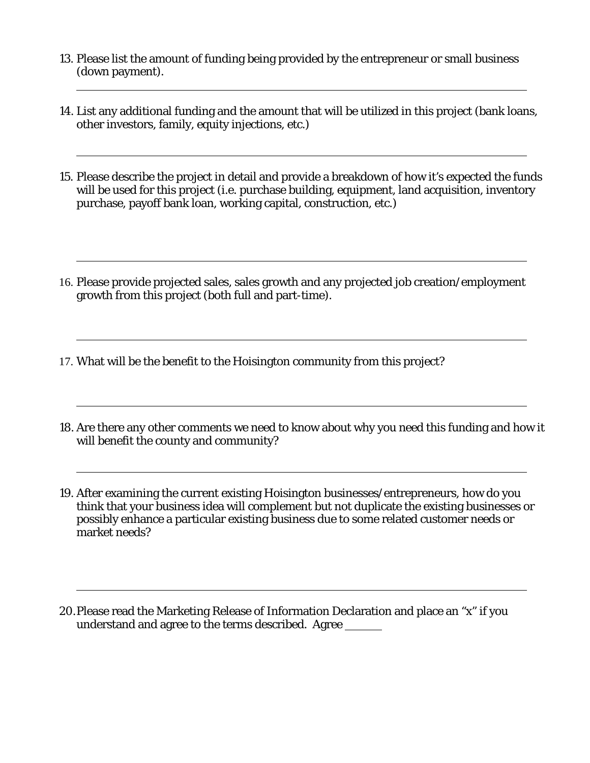13. Please list the amount of funding being provided by the entrepreneur or small business (down payment).

---

14. List any additional funding and the amount that will be utilized in this project (bank loans, other investors, family, equity injections, etc.)

---

15. Please describe the project in detail and provide a breakdown of how it's expected the funds will be used for this project (i.e. purchase building, equipment, land acquisition, inventory purchase, payoff bank loan, working capital, construction, etc.)

---

16. Please provide projected sales, sales growth and any projected job creation/employment growth from this project (both full and part-time).

---

17. What will be the benefit to the Hoisington community from this project?

---

18. Are there any other comments we need to know about why you need this funding and how it will benefit the county and community?

---

19. After examining the current existing Hoisington businesses/entrepreneurs, how do you think that your business idea will complement but not duplicate the existing businesses or possibly enhance a particular existing business due to some related customer needs or market needs?

---

20. Please read the Marketing Release of Information Declaration and place an "x" if you understand and agree to the terms described. Agree ______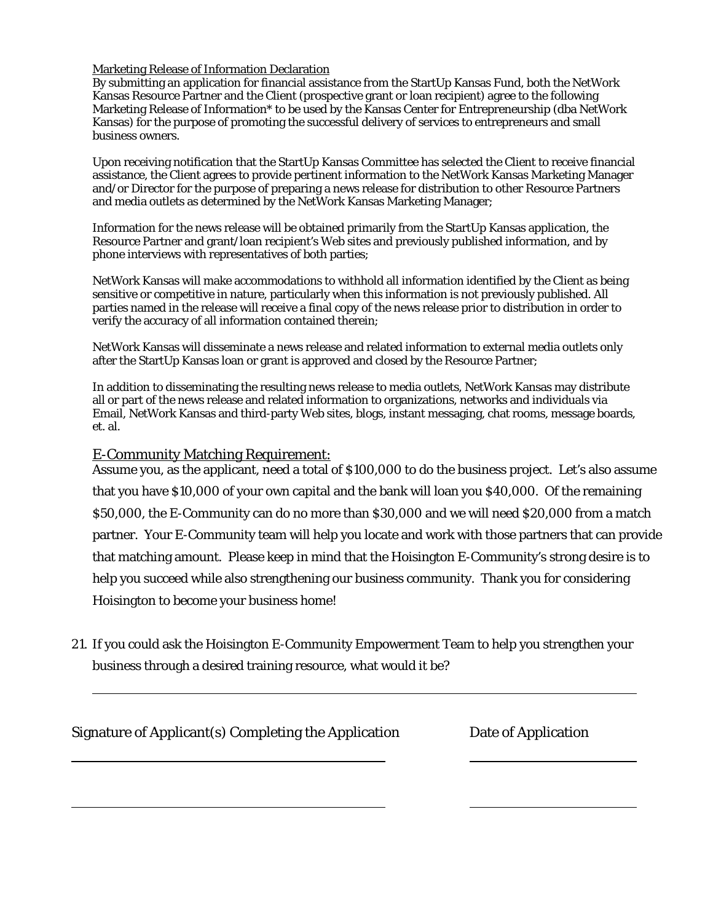Marketing Release of Information Declaration

By submitting an application for financial assistance from the StartUp Kansas Fund, both the NetWork Kansas Resource Partner and the Client (prospective grant or loan recipient) agree to the following Marketing Release of Information* to be used by the Kansas Center for Entrepreneurship (dba NetWork Kansas) for the purpose of promoting the successful delivery of services to entrepreneurs and small business owners.

Upon receiving notification that the StartUp Kansas Committee has selected the Client to receive financial assistance, the Client agrees to provide pertinent information to the NetWork Kansas Marketing Manager and/or Director for the purpose of preparing a news release for distribution to other Resource Partners and media outlets as determined by the NetWork Kansas Marketing Manager;

Information for the news release will be obtained primarily from the StartUp Kansas application, the Resource Partner and grant/loan recipient's Web sites and previously published information, and by phone interviews with representatives of both parties;

NetWork Kansas will make accommodations to withhold all information identified by the Client as being sensitive or competitive in nature, particularly when this information is not previously published. All parties named in the release will receive a final copy of the news release prior to distribution in order to verify the accuracy of all information contained therein;

NetWork Kansas will disseminate a news release and related information to external media outlets only after the StartUp Kansas loan or grant is approved and closed by the Resource Partner;

In addition to disseminating the resulting news release to media outlets, NetWork Kansas may distribute all or part of the news release and related information to organizations, networks and individuals via Email, NetWork Kansas and third-party Web sites, blogs, instant messaging, chat rooms, message boards, et. al.

E-Community Matching Requirement:

Assume you, as the applicant, need a total of $100,000 to do the business project. Let's also assume that you have $10,000 of your own capital and the bank will loan you $40,000. Of the remaining $50,000, the E-Community can do no more than $30,000 and we will need $20,000 from a match partner. Your E-Community team will help you locate and work with those partners that can provide that matching amount. Please keep in mind that the Hoisington E-Community's strong desire is to help you succeed while also strengthening our business community. Thank you for considering Hoisington to become your business home!

21. If you could ask the Hoisington E-Community Empowerment Team to help you strengthen your business through a desired training resource, what would it be?

_______________________________________________

Signature of Applicant(s) Completing the Application | Date of Application

_______________________________ | _______________

_______________________________ | _______________